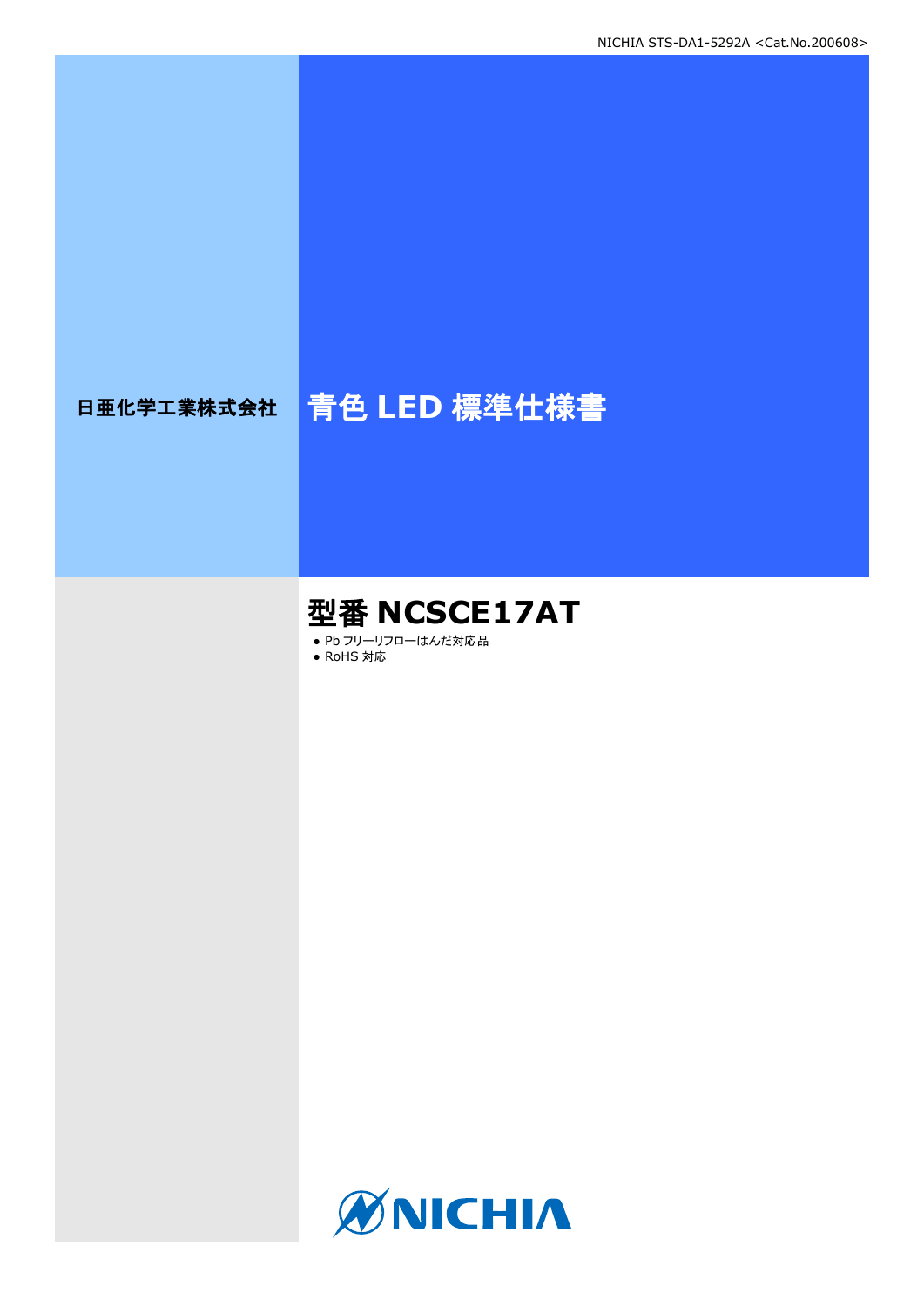NICHIA STS-DA1-5292A <Cat.No.200608>

日亜化学工業株式会社

# 青色 LED 標準仕様書

## 型番 NCSCE17AT

- Pb フリーリフローはんだ対応品
- RoHS 対応

NICHIA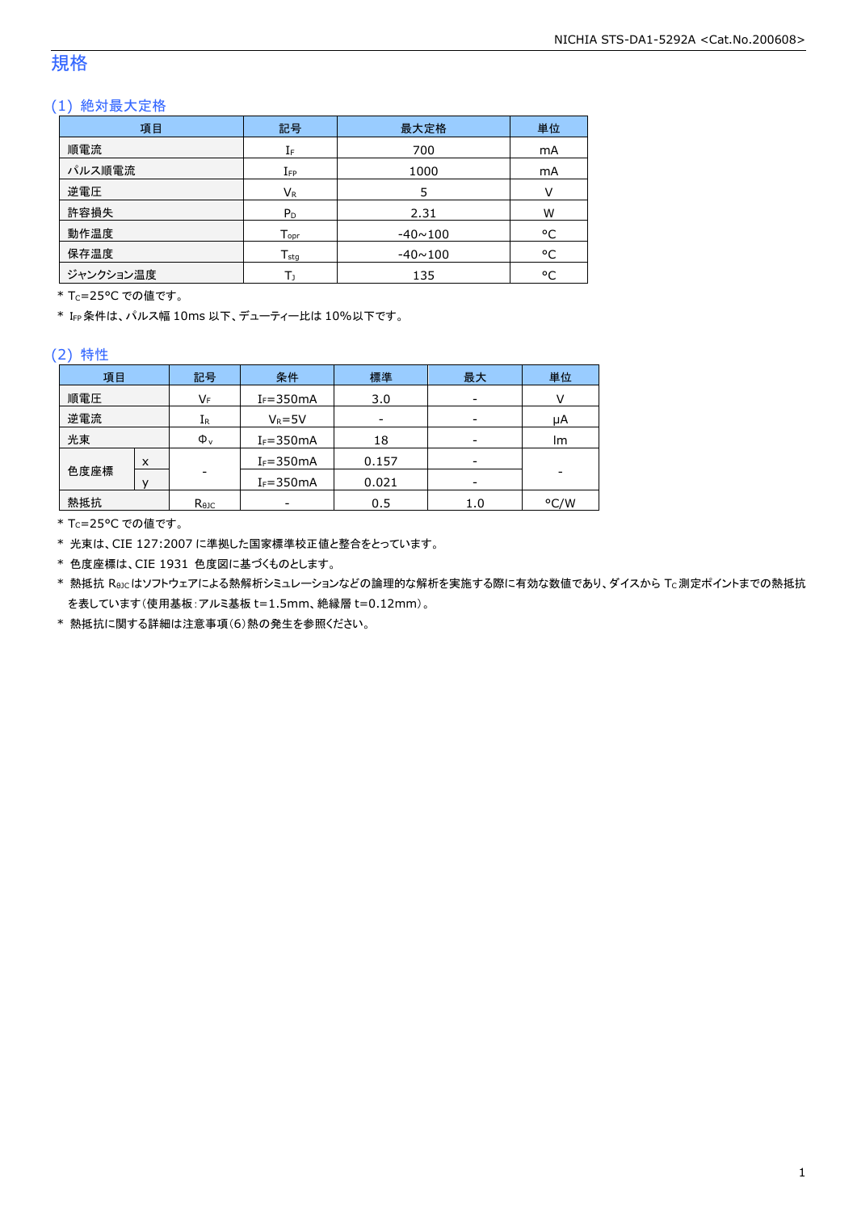# 規格

## (1) 絶対最大定格

| 項目 | 記号 | 最大定格 | 単位 |
|---|---|---|---|
| 順電流 | $I_F$ | 700 | mA |
| パルス順電流 | $I_{FP}$ | 1000 | mA |
| 逆電圧 | $V_R$ | 5 | V |
| 許容損失 | $P_D$ | 2.31 | W |
| 動作温度 | $T_{opr}$ | -40~100 | °C |
| 保存温度 | $T_{stg}$ | -40~100 | °C |
| ジャンクション温度 | $T_J$ | 135 | °C |

\* $T_C$=25°C での値です。

\* $I_{FP}$ 条件は、パルス幅 10ms 以下、デューティー比は 10%以下です。

## (2) 特性

| 項目 | | 記号 | 条件 | 標準 | 最大 | 単位 |
|---|---|---|---|---|---|---|
| 順電圧 | | $V_F$ | $I_F$=350mA | 3.0 | - | V |
| 逆電流 | | $I_R$ | $V_R$=5V | - | - | μA |
| 光束 | | $\Phi_v$ | $I_F$=350mA | 18 | - | lm |
| 色度座標 | x | - | $I_F$=350mA | 0.157 | - | - |
| | y | | $I_F$=350mA | 0.021 | - | |
| 熱抵抗 | | $R_{\theta JC}$ | - | 0.5 | 1.0 | °C/W |

\* $T_C$=25°C での値です。

\* 光束は、CIE 127:2007 に準拠した国家標準校正値と整合をとっています。

\* 色度座標は、CIE 1931 色度図に基づくものとします。

\* 熱抵抗 $R_{\theta JC}$ はソフトウェアによる熱解析シミュレーションなどの論理的な解析を実施する際に有効な数値であり、ダイスから $T_C$ 測定ポイントまでの熱抵抗を表しています(使用基板:アルミ基板 t=1.5mm、絶縁層 t=0.12mm)。

\* 熱抵抗に関する詳細は注意事項(6)熱の発生を参照ください。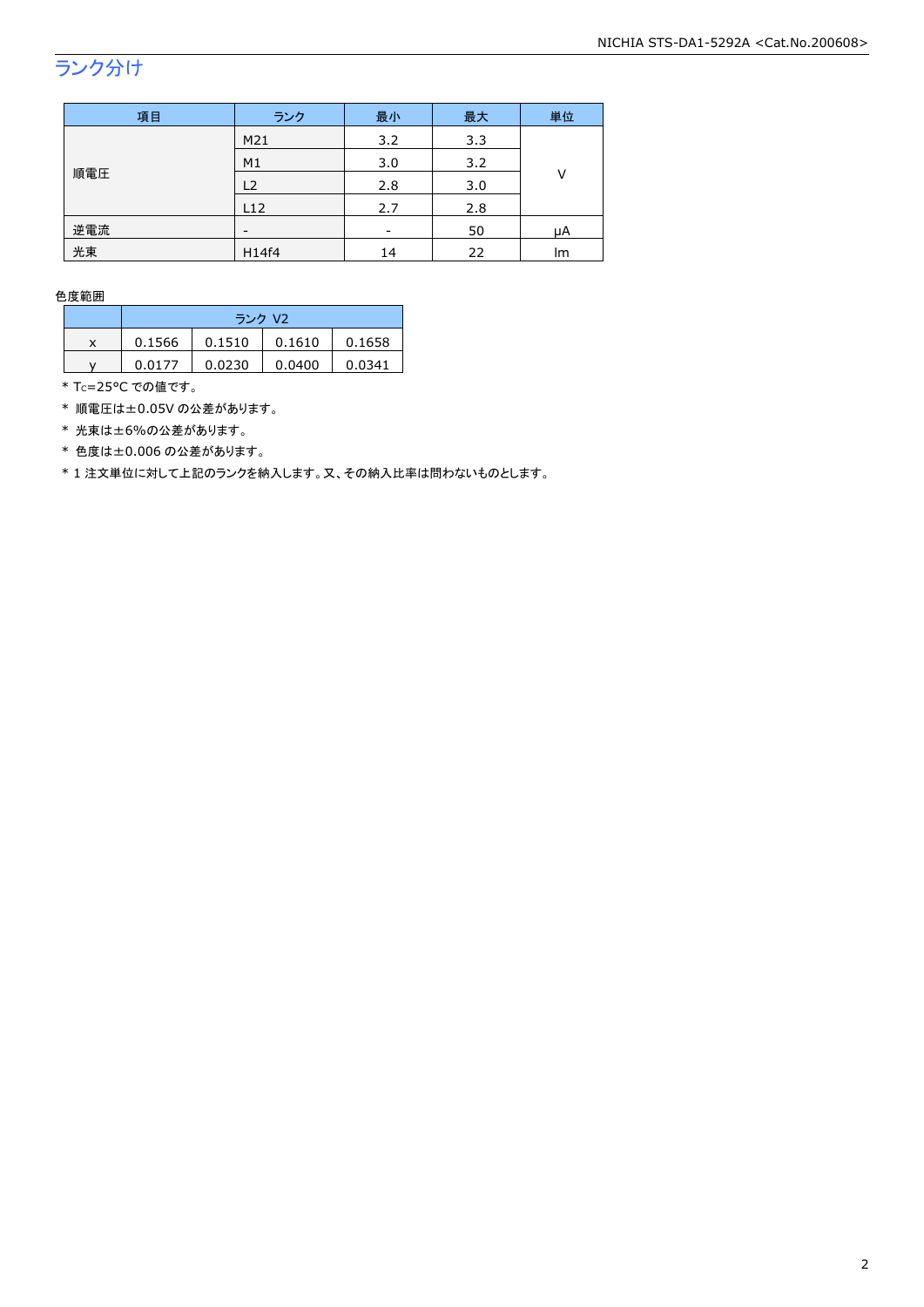## ランク分け

| 項目 | ランク | 最小 | 最大 | 単位 |
|---|---|---|---|---|
| 順電圧 | M21 | 3.2 | 3.3 | V |
| | M1 | 3.0 | 3.2 | |
| | L2 | 2.8 | 3.0 | |
| | L12 | 2.7 | 2.8 | |
| 逆電流 | - | - | 50 | μA |
| 光束 | H14f4 | 14 | 22 | lm |

色度範囲

| | ランク V2 | | | |
|---|---|---|---|---|
| x | 0.1566 | 0.1510 | 0.1610 | 0.1658 |
| y | 0.0177 | 0.0230 | 0.0400 | 0.0341 |

* $T_C$=25°C での値です。
* 順電圧は±0.05V の公差があります。
* 光束は±6%の公差があります。
* 色度は±0.006 の公差があります。
* 1 注文単位に対して上記のランクを納入します。又、その納入比率は問わないものとします。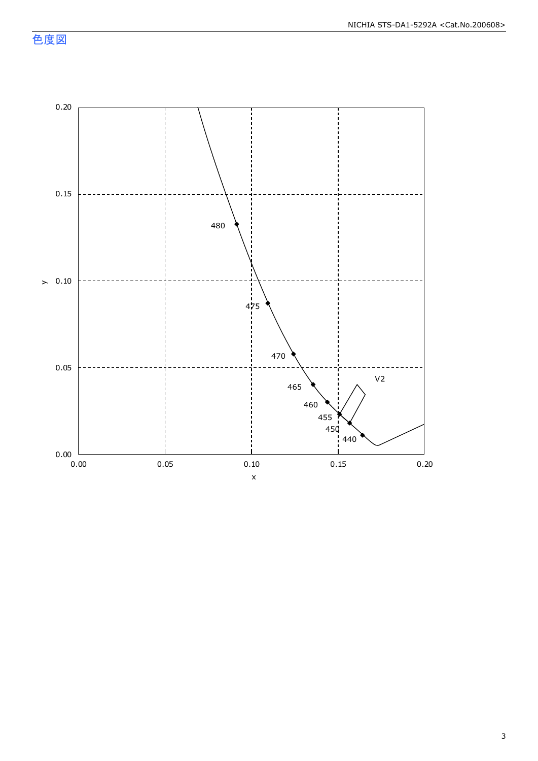# 色度図

y

0.20

0.15

0.10

0.05

0.00

0.00 0.05 0.10 0.15 0.20

x

480

475

470

465

460

455

450

440

V2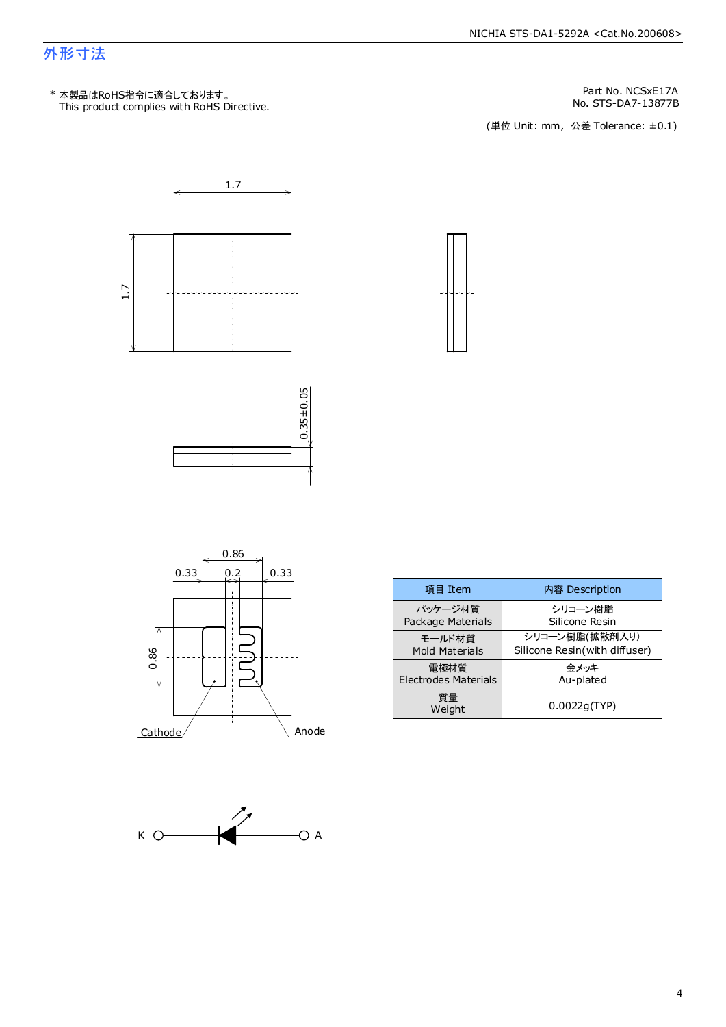## 外形寸法

\* 本製品はRoHS指令に適合しております。
This product complies with RoHS Directive.

Part No. NCSxE17A
No. STS-DA7-13877B

(単位 Unit: mm, 公差 Tolerance: ±0.1)

1.7

1.7

0.35±0.05

0.86

0.33　0.2　0.33

0.86

Cathode　Anode

K　A

| 項目 Item | 内容 Description |
|---|---|
| パッケージ材質<br>Package Materials | シリコーン樹脂<br>Silicone Resin |
| モールド材質<br>Mold Materials | シリコーン樹脂(拡散剤入り)<br>Silicone Resin(with diffuser) |
| 電極材質<br>Electrodes Materials | 金メッキ<br>Au-plated |
| 質量<br>Weight | 0.0022g(TYP) |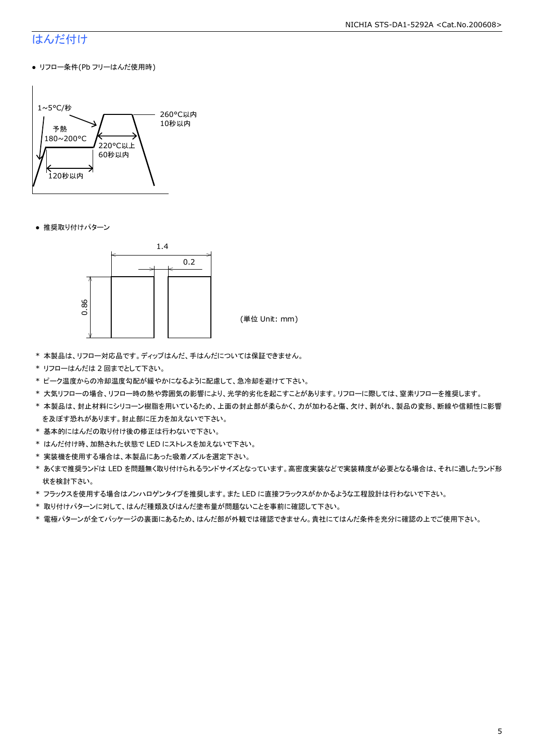## はんだ付け

- リフロー条件(Pb フリーはんだ使用時)

1~5°C/秒
予熱
180~200°C
120秒以内
220°C以上
60秒以内
260°C以内
10秒以内

- 推奨取り付けパターン

1.4
0.2
0.86

(単位 Unit: mm)

* 本製品は、リフロー対応品です。ディップはんだ、手はんだについては保証できません。
* リフローはんだは 2 回までとして下さい。
* ピーク温度からの冷却温度勾配が緩やかになるように配慮して、急冷却を避けて下さい。
* 大気リフローの場合、リフロー時の熱や雰囲気の影響により、光学的劣化を起こすことがあります。リフローに際しては、窒素リフローを推奨します。
* 本製品は、封止材料にシリコーン樹脂を用いているため、上面の封止部が柔らかく、力が加わると傷、欠け、剥がれ、製品の変形、断線や信頼性に影響を及ぼす恐れがあります。封止部に圧力を加えないで下さい。
* 基本的にはんだの取り付け後の修正は行わないで下さい。
* はんだ付け時、加熱された状態で LED にストレスを加えないで下さい。
* 実装機を使用する場合は、本製品にあった吸着ノズルを選定下さい。
* あくまで推奨ランドは LED を問題無く取り付けられるランドサイズとなっています。高密度実装などで実装精度が必要となる場合は、それに適したランド形状を検討下さい。
* フラックスを使用する場合はノンハロゲンタイプを推奨します。また LED に直接フラックスがかかるような工程設計は行わないで下さい。
* 取り付けパターンに対して、はんだ種類及びはんだ塗布量が問題ないことを事前に確認して下さい。
* 電極パターンが全てパッケージの裏面にあるため、はんだ部が外観では確認できません。貴社にてはんだ条件を充分に確認の上でご使用下さい。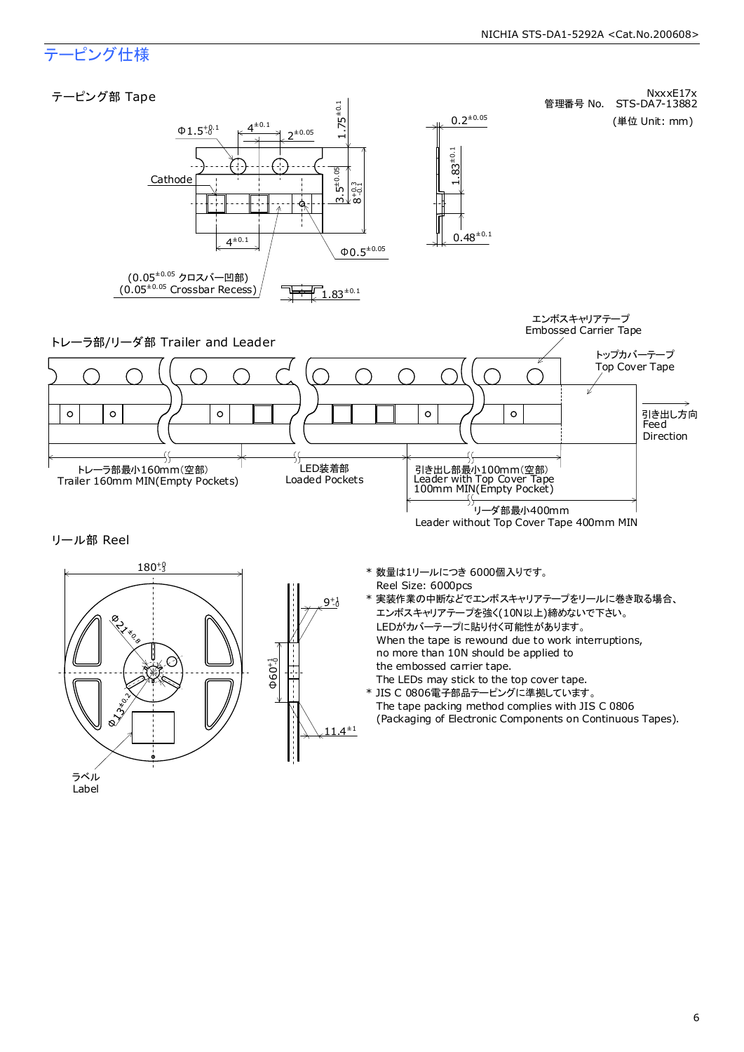# テーピング仕様

## テーピング部 Tape

NxxxE17x
管理番号 No.　STS-DA7-13882
(単位 Unit: mm)

Φ1.5$^{+0.1}_{-0}$　$4^{\pm0.1}$　$2^{\pm0.05}$　$1.75^{\pm0.1}$　$0.2^{\pm0.05}$

Cathode　$3.5^{\pm0.05}$　$8^{+0.3}_{-0.1}$　$1.83^{\pm0.1}$

$4^{\pm0.1}$　Φ$0.5^{\pm0.05}$　$0.48^{\pm0.1}$

($0.05^{\pm0.05}$ クロスバー凹部)
($0.05^{\pm0.05}$ Crossbar Recess)　$1.83^{\pm0.1}$

## トレーラ部/リーダ部 Trailer and Leader

エンボスキャリアテープ
Embossed Carrier Tape

トップカバーテープ
Top Cover Tape

引き出し方向
Feed
Direction

トレーラ部最小160mm(空部)
Trailer 160mm MIN(Empty Pockets)

LED装着部
Loaded Pockets

引き出し部最小100mm(空部)
Leader with Top Cover Tape
100mm MIN(Empty Pocket)

リーダ部最小400mm
Leader without Top Cover Tape 400mm MIN

## リール部 Reel

$180^{+0}_{-3}$　Φ$21^{\pm0.8}$　Φ$13^{\pm0.2}$　$9^{+1}_{-0}$　Φ$60^{+1}_{-0}$　$11.4^{\pm1}$

ラベル
Label

* 数量は1リールにつき 6000個入りです。
  Reel Size: 6000pcs
* 実装作業の中断などでエンボスキャリアテープをリールに巻き取る場合、
  エンボスキャリアテープを強く(10N以上)締めないで下さい。
  LEDがカバーテープに貼り付く可能性があります。
  When the tape is rewound due to work interruptions,
  no more than 10N should be applied to
  the embossed carrier tape.
  The LEDs may stick to the top cover tape.
* JIS C 0806電子部品テーピングに準拠しています。
  The tape packing method complies with JIS C 0806
  (Packaging of Electronic Components on Continuous Tapes).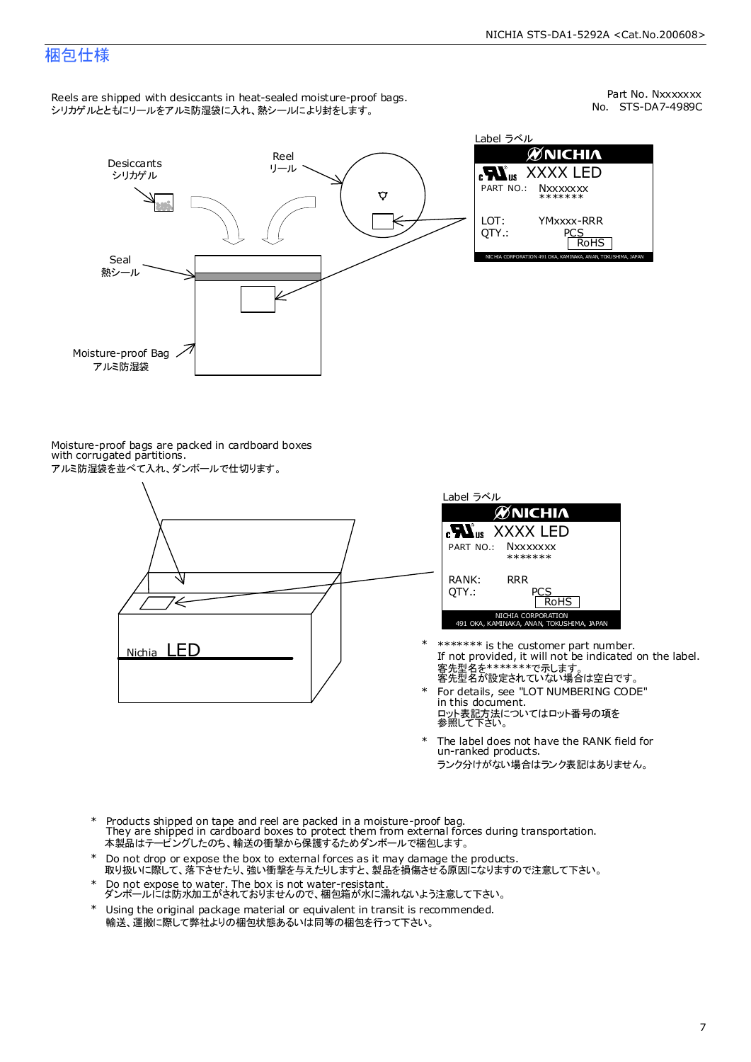# 梱包仕様

Part No. Nxxxxxxx
No. STS-DA7-4989C

Reels are shipped with desiccants in heat-sealed moisture-proof bags.
シリカゲルとともにリールをアルミ防湿袋に入れ、熱シールにより封をします。

Desiccants
シリカゲル

Reel
リール

Seal
熱シール

Moisture-proof Bag
アルミ防湿袋

Label ラベル

NICHIA
XXXX LED
PART NO.: Nxxxxxxx
*******
LOT: YMxxxx-RRR
QTY.: PCS
RoHS
NICHIA CORPORATION 491 OKA, KAMINAKA, ANAN, TOKUSHIMA, JAPAN

Moisture-proof bags are packed in cardboard boxes with corrugated partitions.
アルミ防湿袋を並べて入れ、ダンボールで仕切ります。

Nichia LED

Label ラベル

NICHIA
XXXX LED
PART NO.: Nxxxxxxx
*******
RANK: RRR
QTY.: PCS
RoHS
NICHIA CORPORATION
491 OKA, KAMINAKA, ANAN, TOKUSHIMA, JAPAN

- ******* is the customer part number.
  If not provided, it will not be indicated on the label.
  客先型名を*******で示します。
  客先型名が設定されていない場合は空白です。
- For details, see "LOT NUMBERING CODE" in this document.
  ロット表記方法についてはロット番号の項を参照して下さい。
- The label does not have the RANK field for un-ranked products.
  ランク分けがない場合はランク表記はありません。

- Products shipped on tape and reel are packed in a moisture-proof bag.
  They are shipped in cardboard boxes to protect them from external forces during transportation.
  本製品はテーピングしたのち、輸送の衝撃から保護するためダンボールで梱包します。
- Do not drop or expose the box to external forces as it may damage the products.
  取り扱いに際して、落下させたり、強い衝撃を与えたりしますと、製品を損傷させる原因になりますので注意して下さい。
- Do not expose to water. The box is not water-resistant.
  ダンボールには防水加工がされておりませんので、梱包箱が水に濡れないよう注意して下さい。
- Using the original package material or equivalent in transit is recommended.
  輸送、運搬に際して弊社よりの梱包状態あるいは同等の梱包を行って下さい。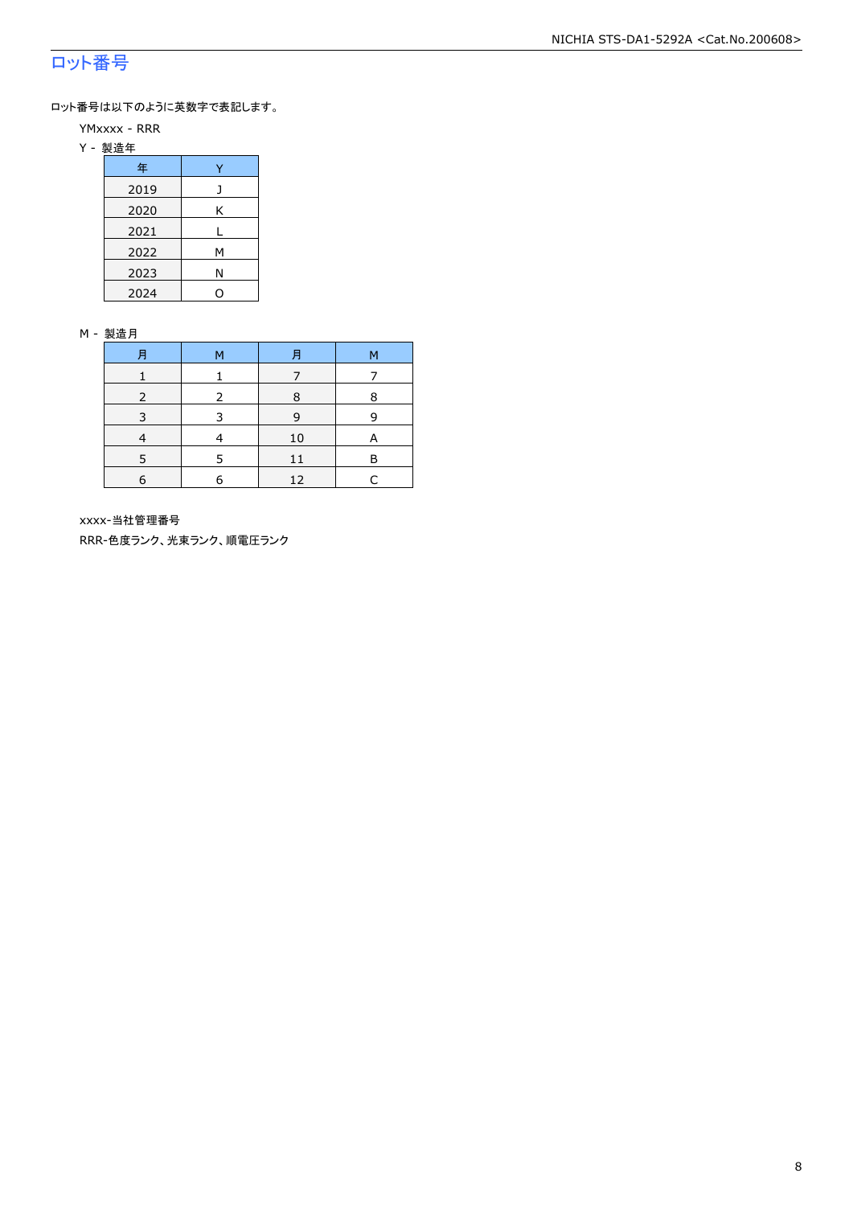# ロット番号

ロット番号は以下のように英数字で表記します。

YMxxxx - RRR

Y - 製造年

| 年 | Y |
|---|---|
| 2019 | J |
| 2020 | K |
| 2021 | L |
| 2022 | M |
| 2023 | N |
| 2024 | O |

M - 製造月

| 月 | M | 月 | M |
|---|---|---|---|
| 1 | 1 | 7 | 7 |
| 2 | 2 | 8 | 8 |
| 3 | 3 | 9 | 9 |
| 4 | 4 | 10 | A |
| 5 | 5 | 11 | B |
| 6 | 6 | 12 | C |

xxxx-当社管理番号

RRR-色度ランク、光束ランク、順電圧ランク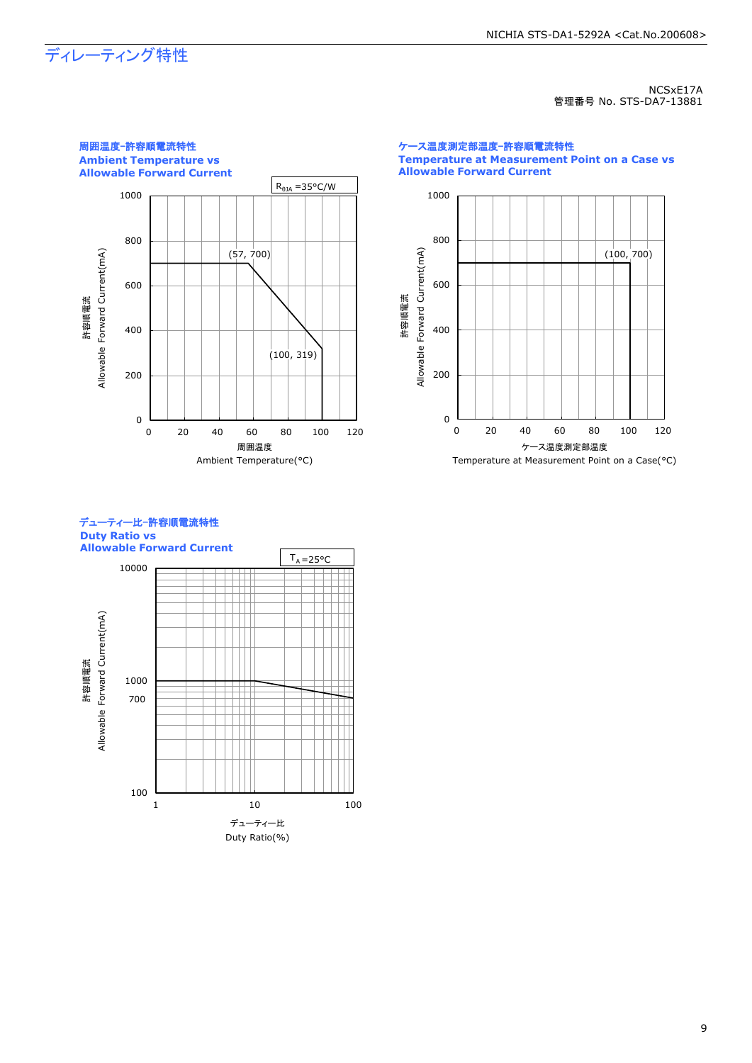# ディレーティング特性

NCSxE17A
管理番号 No. STS-DA7-13881

### 周囲温度-許容順電流特性
### Ambient Temperature vs Allowable Forward Current

$R_{θJA}$ =35°C/W

(57, 700)
(100, 319)

許容順電流 Allowable Forward Current(mA)

周囲温度 Ambient Temperature(°C)

### ケース温度測定部温度-許容順電流特性
### Temperature at Measurement Point on a Case vs Allowable Forward Current

(100, 700)

許容順電流 Allowable Forward Current(mA)

ケース温度測定部温度 Temperature at Measurement Point on a Case(°C)

### デューティー比-許容順電流特性
### Duty Ratio vs Allowable Forward Current

$T_A$=25°C

許容順電流 Allowable Forward Current(mA)

デューティー比 Duty Ratio(%)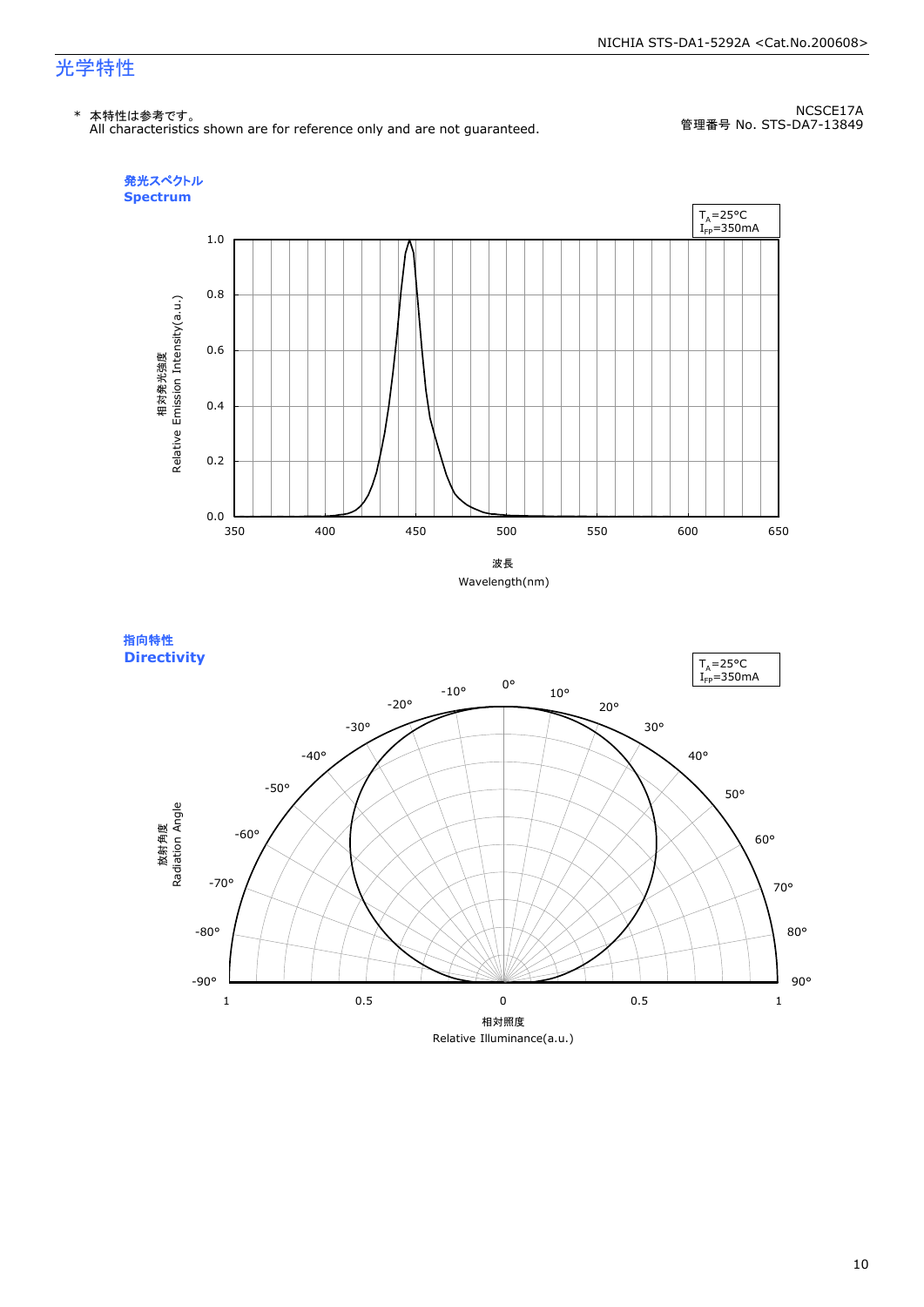# 光学特性

\* 本特性は参考です。
All characteristics shown are for reference only and are not guaranteed.

NCSCE17A
管理番号 No. STS-DA7-13849

### 発光スペクトル
### Spectrum

$T_A$=25°C
$I_{FP}$=350mA

相対発光強度
Relative Emission Intensity(a.u.)

波長
Wavelength(nm)

### 指向特性
### Directivity

$T_A$=25°C
$I_{FP}$=350mA

放射角度
Radiation Angle

相対照度
Relative Illuminance(a.u.)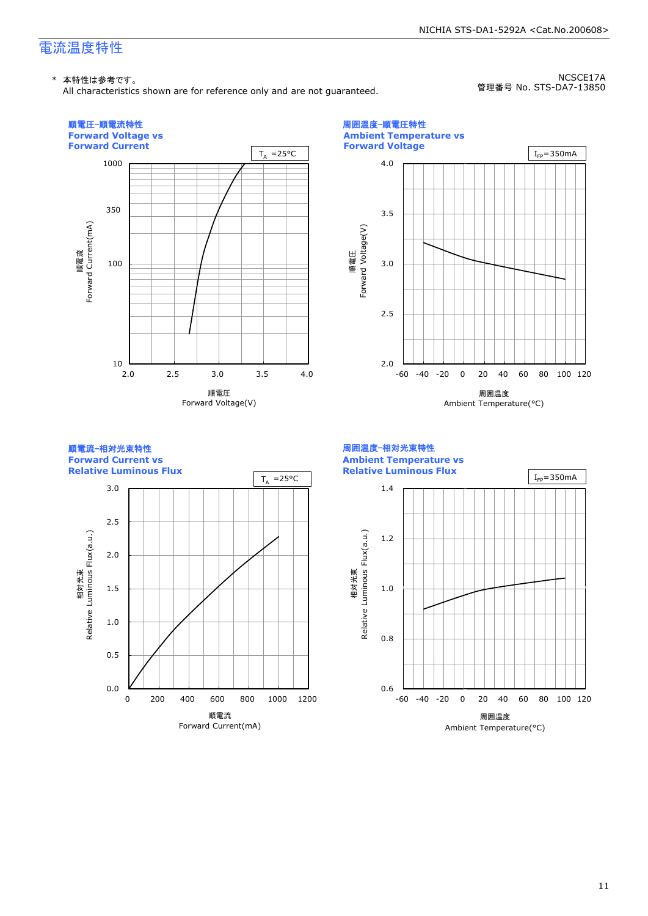# 電流温度特性

NCSCE17A
管理番号 No. STS-DA7-13850

\* 本特性は参考です。
All characteristics shown are for reference only and are not guaranteed.

### 順電圧-順電流特性
### Forward Voltage vs Forward Current

$T_A$ =25°C

順電流 Forward Current(mA): 10, 100, 350, 1000

順電圧 Forward Voltage(V): 2.0, 2.5, 3.0, 3.5, 4.0

### 周囲温度-順電圧特性
### Ambient Temperature vs Forward Voltage

$I_{FP}$=350mA

順電圧 Forward Voltage(V): 2.0, 2.5, 3.0, 3.5, 4.0

周囲温度 Ambient Temperature(°C): -60, -40, -20, 0, 20, 40, 60, 80, 100, 120

### 順電流-相対光束特性
### Forward Current vs Relative Luminous Flux

$T_A$ =25°C

相対光束 Relative Luminous Flux(a.u.): 0.0, 0.5, 1.0, 1.5, 2.0, 2.5, 3.0

順電流 Forward Current(mA): 0, 200, 400, 600, 800, 1000, 1200

### 周囲温度-相対光束特性
### Ambient Temperature vs Relative Luminous Flux

$I_{FP}$=350mA

相対光束 Relative Luminous Flux(a.u.): 0.6, 0.8, 1.0, 1.2, 1.4

周囲温度 Ambient Temperature(°C): -60, -40, -20, 0, 20, 40, 60, 80, 100, 120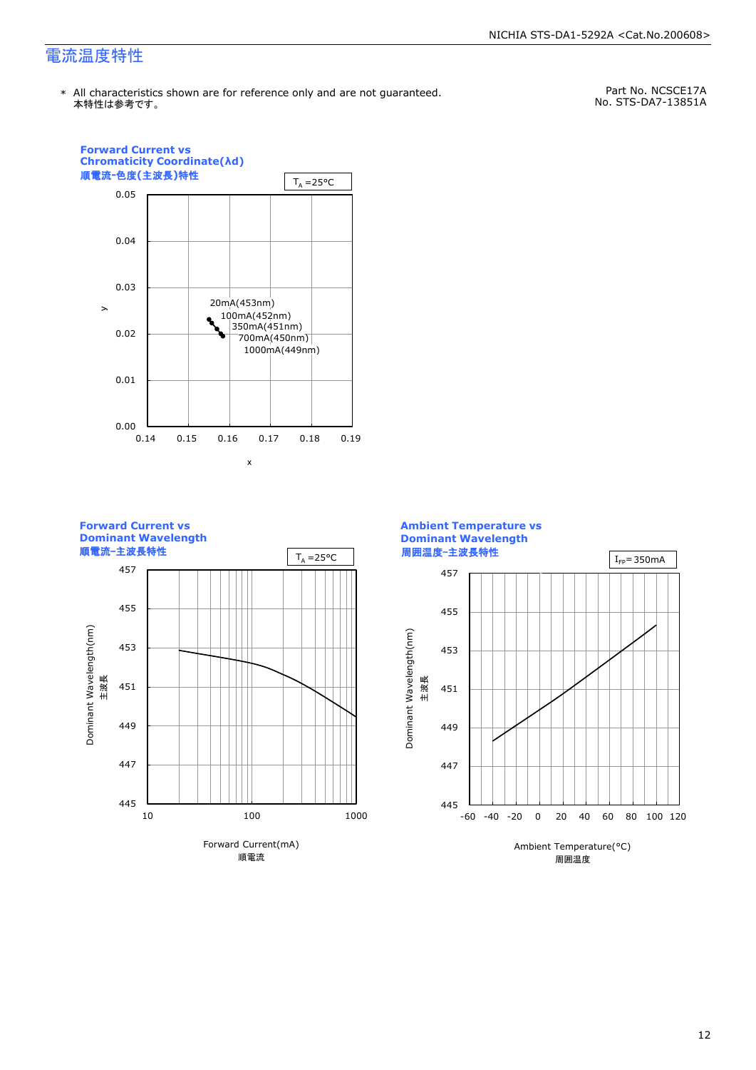# 電流温度特性

\* All characteristics shown are for reference only and are not guaranteed.
本特性は参考です。

Part No. NCSCE17A
No. STS-DA7-13851A

**Forward Current vs Chromaticity Coordinate(λd)**
**順電流-色度(主波長)特性**

$T_A$ =25°C

20mA(453nm)
100mA(452nm)
350mA(451nm)
700mA(450nm)
1000mA(449nm)

y: 0.00, 0.01, 0.02, 0.03, 0.04, 0.05
x: 0.14, 0.15, 0.16, 0.17, 0.18, 0.19

**Forward Current vs Dominant Wavelength**
**順電流-主波長特性**

$T_A$ =25°C

Dominant Wavelength(nm) 主波長: 445, 447, 449, 451, 453, 455, 457
Forward Current(mA) 順電流: 10, 100, 1000

**Ambient Temperature vs Dominant Wavelength**
**周囲温度-主波長特性**

$I_{FP}$= 350mA

Dominant Wavelength(nm) 主波長: 445, 447, 449, 451, 453, 455, 457
Ambient Temperature(°C) 周囲温度: -60, -40, -20, 0, 20, 40, 60, 80, 100, 120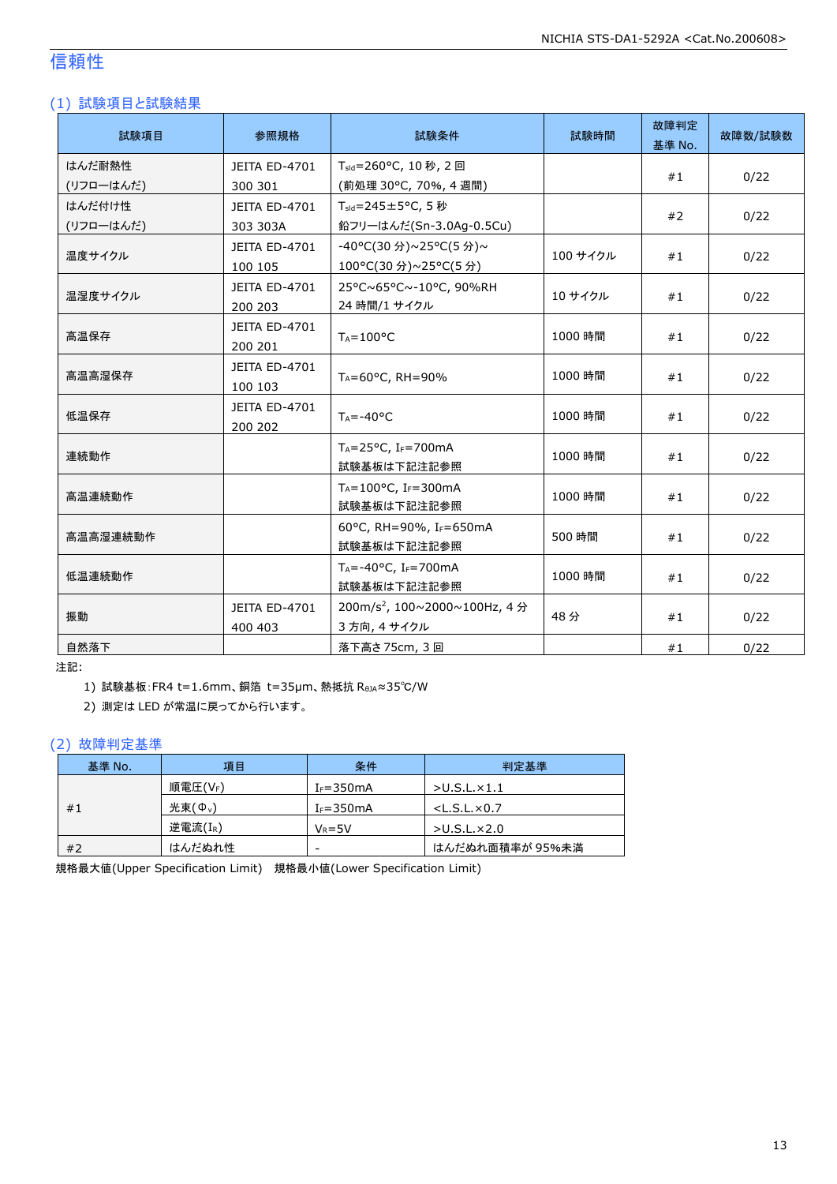# 信頼性

## (1) 試験項目と試験結果

| 試験項目 | 参照規格 | 試験条件 | 試験時間 | 故障判定基準 No. | 故障数/試験数 |
|---|---|---|---|---|---|
| はんだ耐熱性 (リフローはんだ) | JEITA ED-4701 300 301 | $T_{sld}$=260°C, 10 秒, 2 回 (前処理 30°C, 70%, 4 週間) | | #1 | 0/22 |
| はんだ付け性 (リフローはんだ) | JEITA ED-4701 303 303A | $T_{sld}$=245±5°C, 5 秒 鉛フリーはんだ(Sn-3.0Ag-0.5Cu) | | #2 | 0/22 |
| 温度サイクル | JEITA ED-4701 100 105 | -40°C(30 分)~25°C(5 分)~100°C(30 分)~25°C(5 分) | 100 サイクル | #1 | 0/22 |
| 温湿度サイクル | JEITA ED-4701 200 203 | 25°C~65°C~-10°C, 90%RH 24 時間/1 サイクル | 10 サイクル | #1 | 0/22 |
| 高温保存 | JEITA ED-4701 200 201 | $T_A$=100°C | 1000 時間 | #1 | 0/22 |
| 高温高湿保存 | JEITA ED-4701 100 103 | $T_A$=60°C, RH=90% | 1000 時間 | #1 | 0/22 |
| 低温保存 | JEITA ED-4701 200 202 | $T_A$=-40°C | 1000 時間 | #1 | 0/22 |
| 連続動作 | | $T_A$=25°C, $I_F$=700mA 試験基板は下記注記参照 | 1000 時間 | #1 | 0/22 |
| 高温連続動作 | | $T_A$=100°C, $I_F$=300mA 試験基板は下記注記参照 | 1000 時間 | #1 | 0/22 |
| 高温高湿連続動作 | | 60°C, RH=90%, $I_F$=650mA 試験基板は下記注記参照 | 500 時間 | #1 | 0/22 |
| 低温連続動作 | | $T_A$=-40°C, $I_F$=700mA 試験基板は下記注記参照 | 1000 時間 | #1 | 0/22 |
| 振動 | JEITA ED-4701 400 403 | 200m/s$^2$, 100~2000~100Hz, 4 分 3 方向, 4 サイクル | 48 分 | #1 | 0/22 |
| 自然落下 | | 落下高さ 75cm, 3 回 | | #1 | 0/22 |

注記:

1) 試験基板:FR4 t=1.6mm、銅箔 t=35μm、熱抵抗 $R_{θJA}$≈35℃/W
2) 測定は LED が常温に戻ってから行います。

## (2) 故障判定基準

| 基準 No. | 項目 | 条件 | 判定基準 |
|---|---|---|---|
| #1 | 順電圧($V_F$) | $I_F$=350mA | >U.S.L.×1.1 |
| | 光束($Φ_V$) | $I_F$=350mA | <L.S.L.×0.7 |
| | 逆電流($I_R$) | $V_R$=5V | >U.S.L.×2.0 |
| #2 | はんだぬれ性 | - | はんだぬれ面積率が 95%未満 |

規格最大値(Upper Specification Limit)　規格最小値(Lower Specification Limit)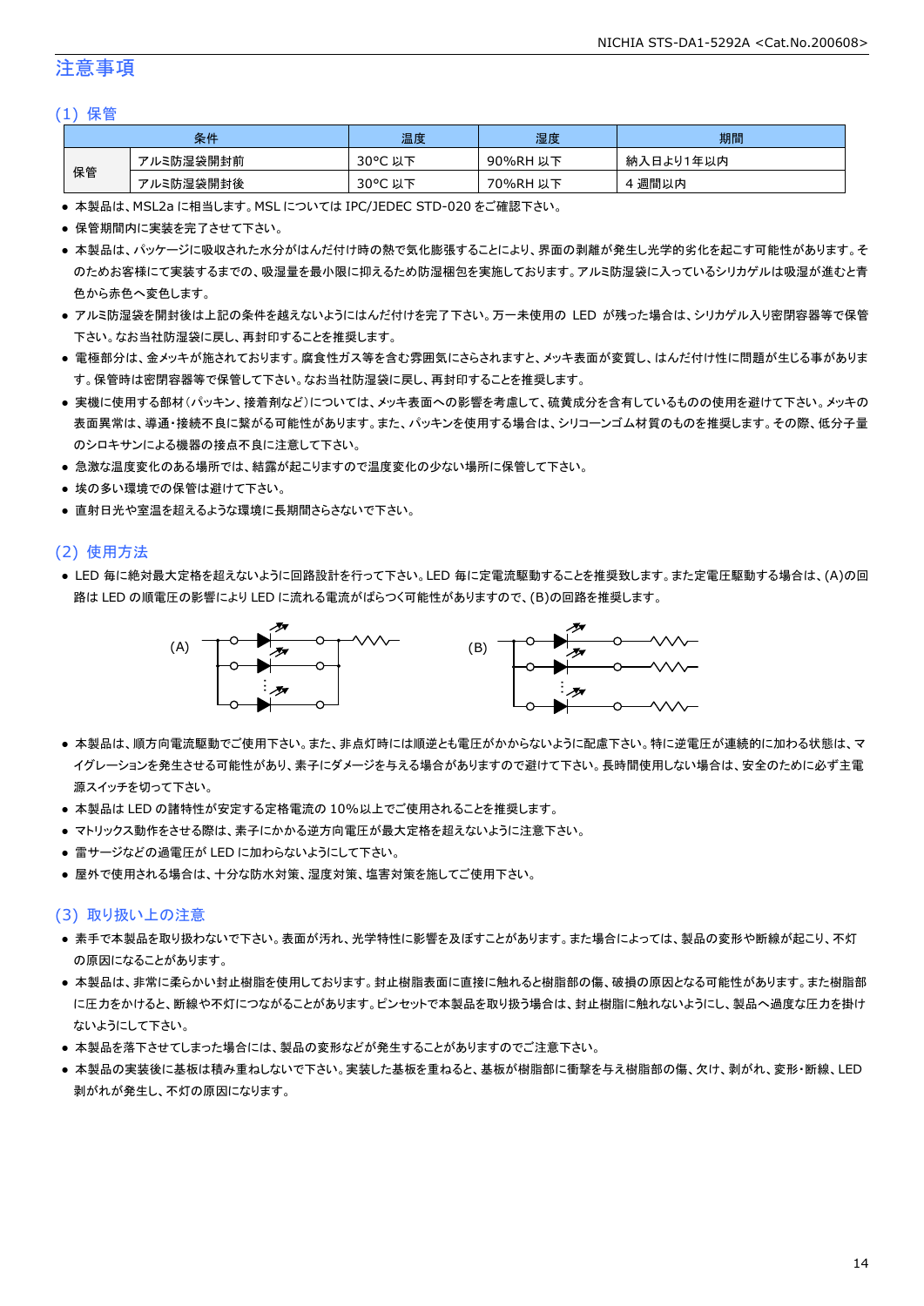## 注意事項

### (1) 保管

| 条件 | | 温度 | 湿度 | 期間 |
|---|---|---|---|---|
| 保管 | アルミ防湿袋開封前 | 30°C 以下 | 90%RH 以下 | 納入日より1年以内 |
| | アルミ防湿袋開封後 | 30°C 以下 | 70%RH 以下 | 4 週間以内 |

- 本製品は、MSL2a に相当します。MSL については IPC/JEDEC STD-020 をご確認下さい。
- 保管期間内に実装を完了させて下さい。
- 本製品は、パッケージに吸収された水分がはんだ付け時の熱で気化膨張することにより、界面の剥離が発生し光学的劣化を起こす可能性があります。そのためお客様にて実装するまでの、吸湿量を最小限に抑えるため防湿梱包を実施しております。アルミ防湿袋に入っているシリカゲルは吸湿が進むと青色から赤色へ変色します。
- アルミ防湿袋を開封後は上記の条件を越えないようにはんだ付けを完了下さい。万一未使用の LED が残った場合は、シリカゲル入り密閉容器等で保管下さい。なお当社防湿袋に戻し、再封印することを推奨します。
- 電極部分は、金メッキが施されております。腐食性ガス等を含む雰囲気にさらされますと、メッキ表面が変質し、はんだ付け性に問題が生じる事があります。保管時は密閉容器等で保管して下さい。なお当社防湿袋に戻し、再封印することを推奨します。
- 実機に使用する部材（パッキン、接着剤など）については、メッキ表面への影響を考慮して、硫黄成分を含有しているものの使用を避けて下さい。メッキの表面異常は、導通・接続不良に繋がる可能性があります。また、パッキンを使用する場合は、シリコーンゴム材質のものを推奨します。その際、低分子量のシロキサンによる機器の接点不良に注意して下さい。
- 急激な温度変化のある場所では、結露が起こりますので温度変化の少ない場所に保管して下さい。
- 埃の多い環境での保管は避けて下さい。
- 直射日光や室温を超えるような環境に長期間さらさないで下さい。

### (2) 使用方法

- LED 毎に絶対最大定格を超えないように回路設計を行って下さい。LED 毎に定電流駆動することを推奨致します。また定電圧駆動する場合は、(A)の回路は LED の順電圧の影響により LED に流れる電流がばらつく可能性がありますので、(B)の回路を推奨します。

(A) (B)

- 本製品は、順方向電流駆動でご使用下さい。また、非点灯時には順逆とも電圧がかからないように配慮下さい。特に逆電圧が連続的に加わる状態は、マイグレーションを発生させる可能性があり、素子にダメージを与える場合がありますので避けて下さい。長時間使用しない場合は、安全のために必ず主電源スイッチを切って下さい。
- 本製品は LED の諸特性が安定する定格電流の 10%以上でご使用されることを推奨します。
- マトリックス動作をさせる際は、素子にかかる逆方向電圧が最大定格を超えないように注意下さい。
- 雷サージなどの過電圧が LED に加わらないようにして下さい。
- 屋外で使用される場合は、十分な防水対策、湿度対策、塩害対策を施してご使用下さい。

### (3) 取り扱い上の注意

- 素手で本製品を取り扱わないで下さい。表面が汚れ、光学特性に影響を及ぼすことがあります。また場合によっては、製品の変形や断線が起こり、不灯の原因になることがあります。
- 本製品は、非常に柔らかい封止樹脂を使用しております。封止樹脂表面に直接に触れると樹脂部の傷、破損の原因となる可能性があります。また樹脂部に圧力をかけると、断線や不灯につながることがあります。ピンセットで本製品を取り扱う場合は、封止樹脂に触れないようにし、製品へ過度な圧力を掛けないようにして下さい。
- 本製品を落下させてしまった場合には、製品の変形などが発生することがありますのでご注意下さい。
- 本製品の実装後に基板は積み重ねしないで下さい。実装した基板を重ねると、基板が樹脂部に衝撃を与え樹脂部の傷、欠け、剥がれ、変形・断線、LED 剥がれが発生し、不灯の原因になります。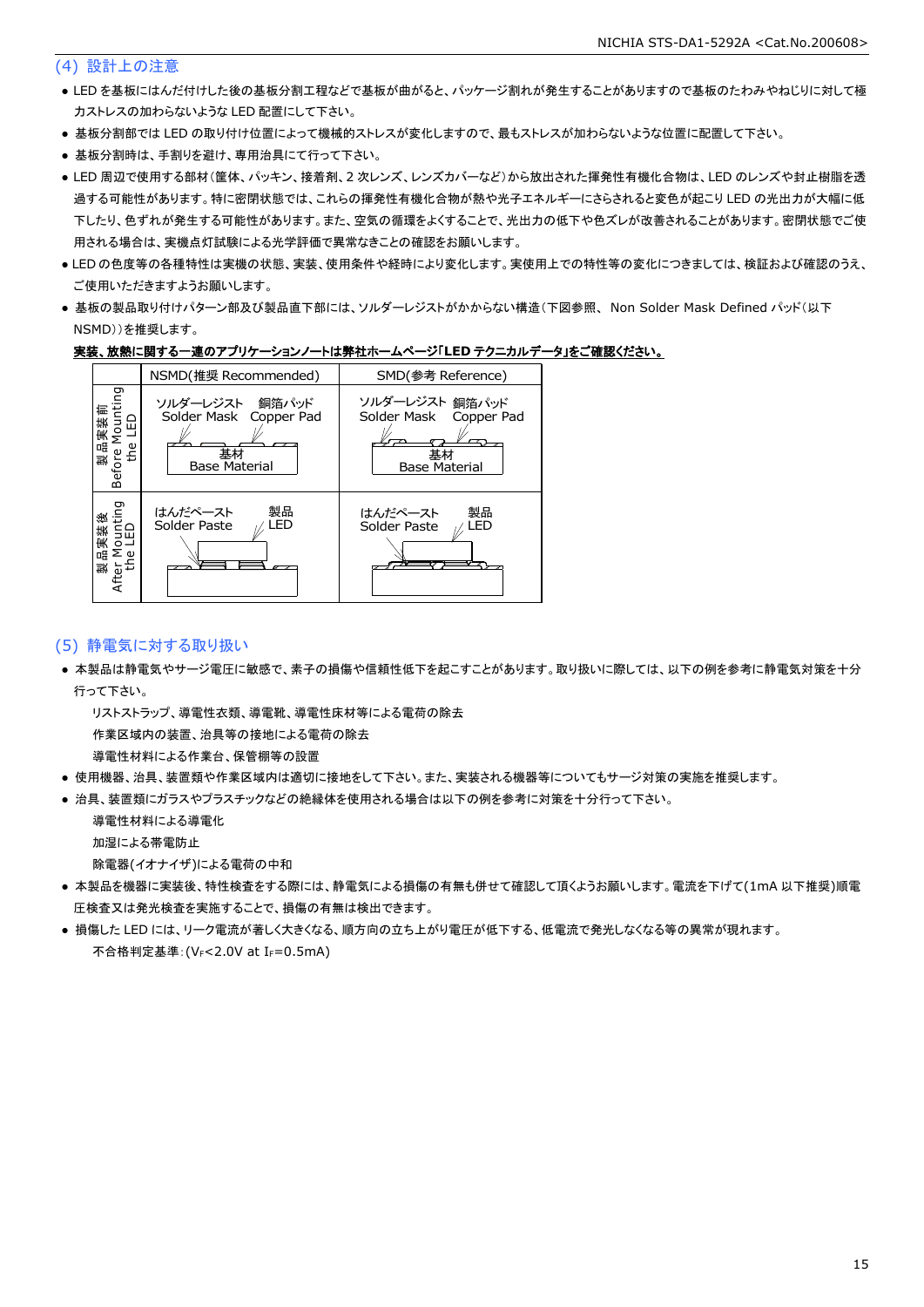## (4) 設計上の注意

- LED を基板にはんだ付けした後の基板分割工程などで基板が曲がると、パッケージ割れが発生することがありますので基板のたわみやねじりに対して極力ストレスの加わらないような LED 配置にして下さい。
- 基板分割部では LED の取り付け位置によって機械的ストレスが変化しますので、最もストレスが加わらないような位置に配置して下さい。
- 基板分割時は、手割りを避け、専用治具にて行って下さい。
- LED 周辺で使用する部材(筐体、パッキン、接着剤、2 次レンズ、レンズカバーなど)から放出された揮発性有機化合物は、LED のレンズや封止樹脂を透過する可能性があります。特に密閉状態では、これらの揮発性有機化合物が熱や光子エネルギーにさらされると変色が起こり LED の光出力が大幅に低下したり、色ずれが発生する可能性があります。また、空気の循環をよくすることで、光出力の低下や色ズレが改善されることがあります。密閉状態でご使用される場合は、実機点灯試験による光学評価で異常なきことの確認をお願いします。
- LED の色度等の各種特性は実機の状態、実装、使用条件や経時により変化します。実使用上での特性等の変化につきましては、検証および確認のうえ、ご使用いただきますようお願いします。
- 基板の製品取り付けパターン部及び製品直下部には、ソルダーレジストがかからない構造(下図参照、 Non Solder Mask Defined パッド(以下 NSMD))を推奨します。

**実装、放熱に関する一連のアプリケーションノートは弊社ホームページ「LED テクニカルデータ」をご確認ください。**

| | NSMD(推奨 Recommended) | SMD(参考 Reference) |
|---|---|---|
| 製品実装前 Before Mounting the LED | ソルダーレジスト Solder Mask / 銅箔パッド Copper Pad / 基材 Base Material | ソルダーレジスト Solder Mask / 銅箔パッド Copper Pad / 基材 Base Material |
| 製品実装後 After Mounting the LED | はんだペースト Solder Paste / 製品 LED | はんだペースト Solder Paste / 製品 LED |

## (5) 静電気に対する取り扱い

- 本製品は静電気やサージ電圧に敏感で、素子の損傷や信頼性低下を起こすことがあります。取り扱いに際しては、以下の例を参考に静電気対策を十分行って下さい。
  - リストストラップ、導電性衣類、導電靴、導電性床材等による電荷の除去
  - 作業区域内の装置、治具等の接地による電荷の除去
  - 導電性材料による作業台、保管棚等の設置
- 使用機器、治具、装置類や作業区域内は適切に接地をして下さい。また、実装される機器等についてもサージ対策の実施を推奨します。
- 治具、装置類にガラスやプラスチックなどの絶縁体を使用される場合は以下の例を参考に対策を十分行って下さい。
  - 導電性材料による導電化
  - 加湿による帯電防止
  - 除電器(イオナイザ)による電荷の中和
- 本製品を機器に実装後、特性検査をする際には、静電気による損傷の有無も併せて確認して頂くようお願いします。電流を下げて(1mA 以下推奨)順電圧検査又は発光検査を実施することで、損傷の有無は検出できます。
- 損傷した LED には、リーク電流が著しく大きくなる、順方向の立ち上がり電圧が低下する、低電流で発光しなくなる等の異常が現れます。
  不合格判定基準:($V_F$<2.0V at $I_F$=0.5mA)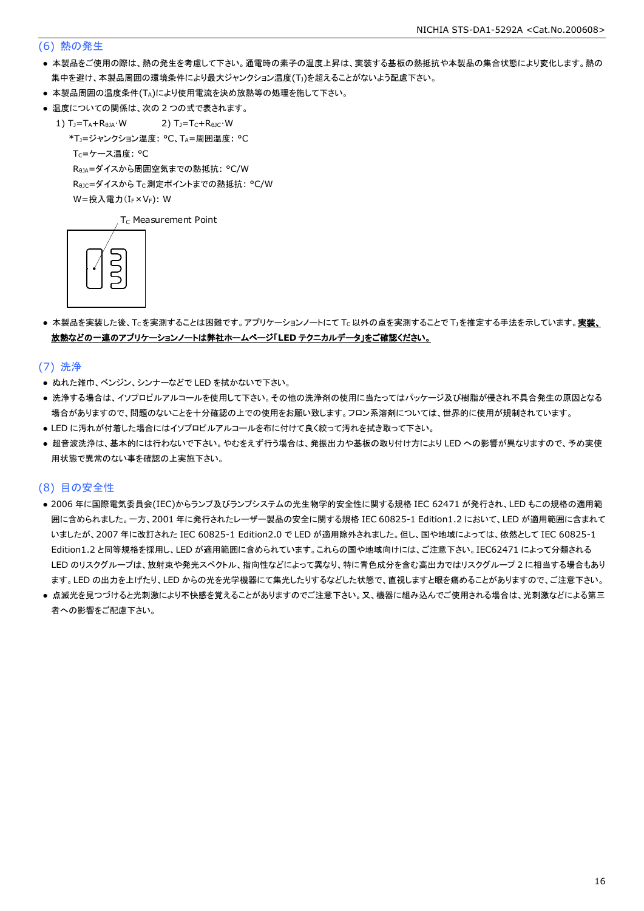## (6) 熱の発生

- 本製品をご使用の際は、熱の発生を考慮して下さい。通電時の素子の温度上昇は、実装する基板の熱抵抗や本製品の集合状態により変化します。熱の集中を避け、本製品周囲の環境条件により最大ジャンクション温度($T_J$)を超えることがないよう配慮下さい。
- 本製品周囲の温度条件($T_A$)により使用電流を決め放熱等の処理を施して下さい。
- 温度についての関係は、次の 2 つの式で表されます。

  1) $T_J=T_A+R_{θJA}·W$　　　2) $T_J=T_C+R_{θJC}·W$

  *$T_J$=ジャンクション温度: °C、$T_A$=周囲温度: °C

  $T_C$=ケース温度: °C

  $R_{θJA}$=ダイスから周囲空気までの熱抵抗: °C/W

  $R_{θJC}$=ダイスから $T_C$ 測定ポイントまでの熱抵抗: °C/W

  W=投入電力($I_F×V_F$): W

$T_C$ Measurement Point

- 本製品を実装した後、$T_C$ を実測することは困難です。アプリケーションノートにて $T_C$ 以外の点を実測することで $T_J$ を推定する手法を示しています。**実装、放熱などの一連のアプリケーションノートは弊社ホームページ「LED テクニカルデータ」をご確認ください。**

## (7) 洗浄

- ぬれた雑巾、ベンジン、シンナーなどで LED を拭かないで下さい。
- 洗浄する場合は、イソプロピルアルコールを使用して下さい。その他の洗浄剤の使用に当たってはパッケージ及び樹脂が侵され不具合発生の原因となる場合がありますので、問題のないことを十分確認の上での使用をお願い致します。フロン系溶剤については、世界的に使用が規制されています。
- LED に汚れが付着した場合にはイソプロピルアルコールを布に付けて良く絞って汚れを拭き取って下さい。
- 超音波洗浄は、基本的には行わないで下さい。やむをえず行う場合は、発振出力や基板の取り付け方により LED への影響が異なりますので、予め実使用状態で異常のない事を確認の上実施下さい。

## (8) 目の安全性

- 2006 年に国際電気委員会(IEC)からランプ及びランプシステムの光生物学的安全性に関する規格 IEC 62471 が発行され、LED もこの規格の適用範囲に含められました。一方、2001 年に発行されたレーザー製品の安全に関する規格 IEC 60825-1 Edition1.2 において、LED が適用範囲に含まれていましたが、2007 年に改訂された IEC 60825-1 Edition2.0 で LED が適用除外されました。但し、国や地域によっては、依然として IEC 60825-1 Edition1.2 と同等規格を採用し、LED が適用範囲に含められています。これらの国や地域向けには、ご注意下さい。IEC62471 によって分類される LED のリスクグループは、放射束や発光スペクトル、指向性などによって異なり、特に青色成分を含む高出力ではリスクグループ 2 に相当する場合もあります。LED の出力を上げたり、LED からの光を光学機器にて集光したりするなどした状態で、直視しますと眼を痛めることがありますので、ご注意下さい。
- 点滅光を見つづけると光刺激により不快感を覚えることがありますのでご注意下さい。又、機器に組み込んでご使用される場合は、光刺激などによる第三者への影響をご配慮下さい。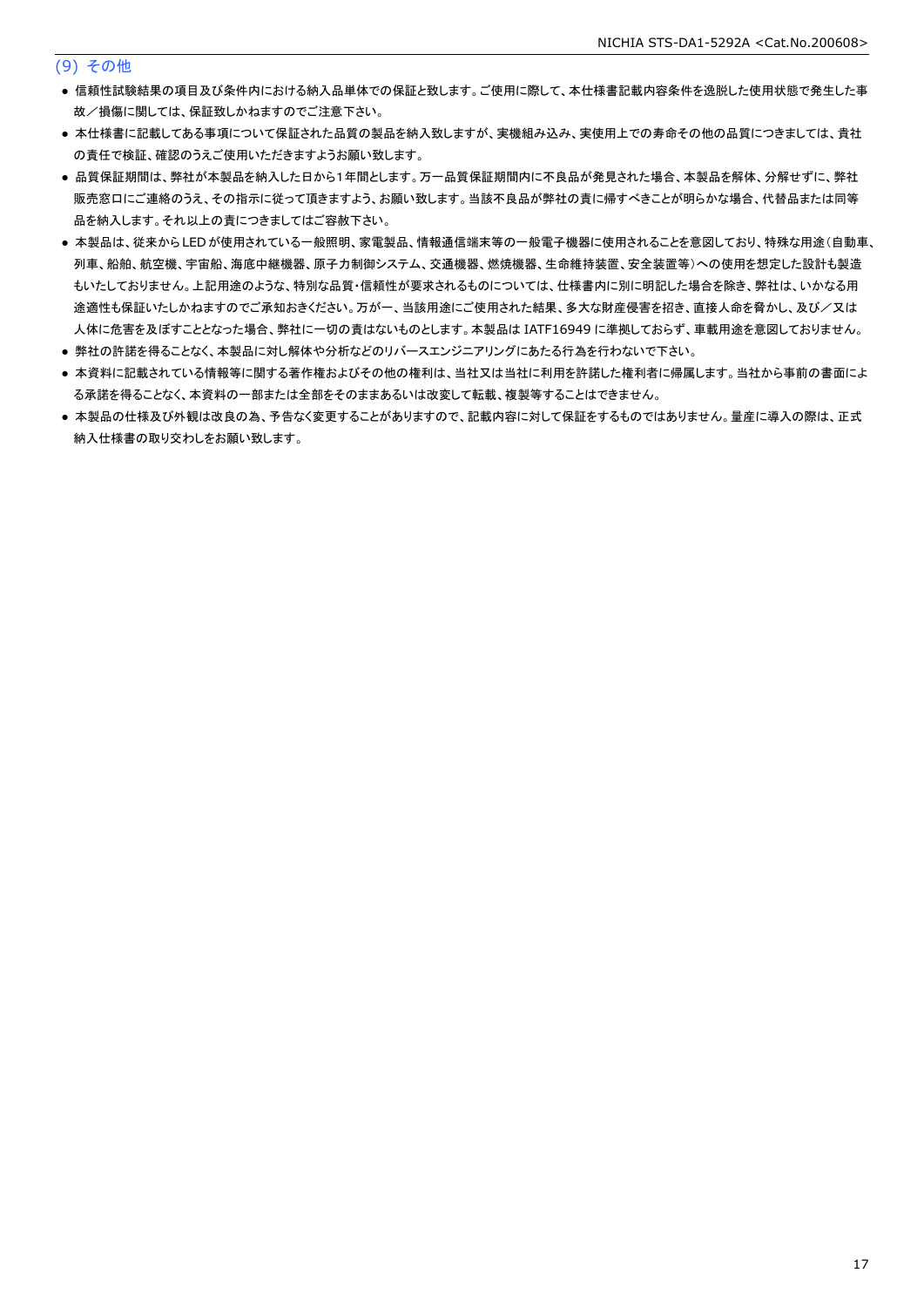### (9) その他

- 信頼性試験結果の項目及び条件内における納入品単体での保証と致します。ご使用に際して、本仕様書記載内容条件を逸脱した使用状態で発生した事故／損傷に関しては、保証致しかねますのでご注意下さい。
- 本仕様書に記載してある事項について保証された品質の製品を納入致しますが、実機組み込み、実使用上での寿命その他の品質につきましては、貴社の責任で検証、確認のうえご使用いただきますようお願い致します。
- 品質保証期間は、弊社が本製品を納入した日から1年間とします。万一品質保証期間内に不良品が発見された場合、本製品を解体、分解せずに、弊社販売窓口にご連絡のうえ、その指示に従って頂きますよう、お願い致します。当該不良品が弊社の責に帰すべきことが明らかな場合、代替品または同等品を納入します。それ以上の責につきましてはご容赦下さい。
- 本製品は、従来からLEDが使用されている一般照明、家電製品、情報通信端末等の一般電子機器に使用されることを意図しており、特殊な用途（自動車、列車、船舶、航空機、宇宙船、海底中継機器、原子力制御システム、交通機器、燃焼機器、生命維持装置、安全装置等）への使用を想定した設計も製造もいたしておりません。上記用途のような、特別な品質･信頼性が要求されるものについては、仕様書内に別に明記した場合を除き、弊社は、いかなる用途適性も保証いたしかねますのでご承知おきください。万が一、当該用途にご使用された結果、多大な財産侵害を招き、直接人命を脅かし、及び／又は人体に危害を及ぼすこととなった場合、弊社に一切の責はないものとします。本製品は IATF16949 に準拠しておらず、車載用途を意図しておりません。
- 弊社の許諾を得ることなく、本製品に対し解体や分析などのリバースエンジニアリングにあたる行為を行わないで下さい。
- 本資料に記載されている情報等に関する著作権およびその他の権利は、当社又は当社に利用を許諾した権利者に帰属します。当社から事前の書面による承諾を得ることなく、本資料の一部または全部をそのままあるいは改変して転載、複製等することはできません。
- 本製品の仕様及び外観は改良の為、予告なく変更することがありますので、記載内容に対して保証をするものではありません。量産に導入の際は、正式納入仕様書の取り交わしをお願い致します。